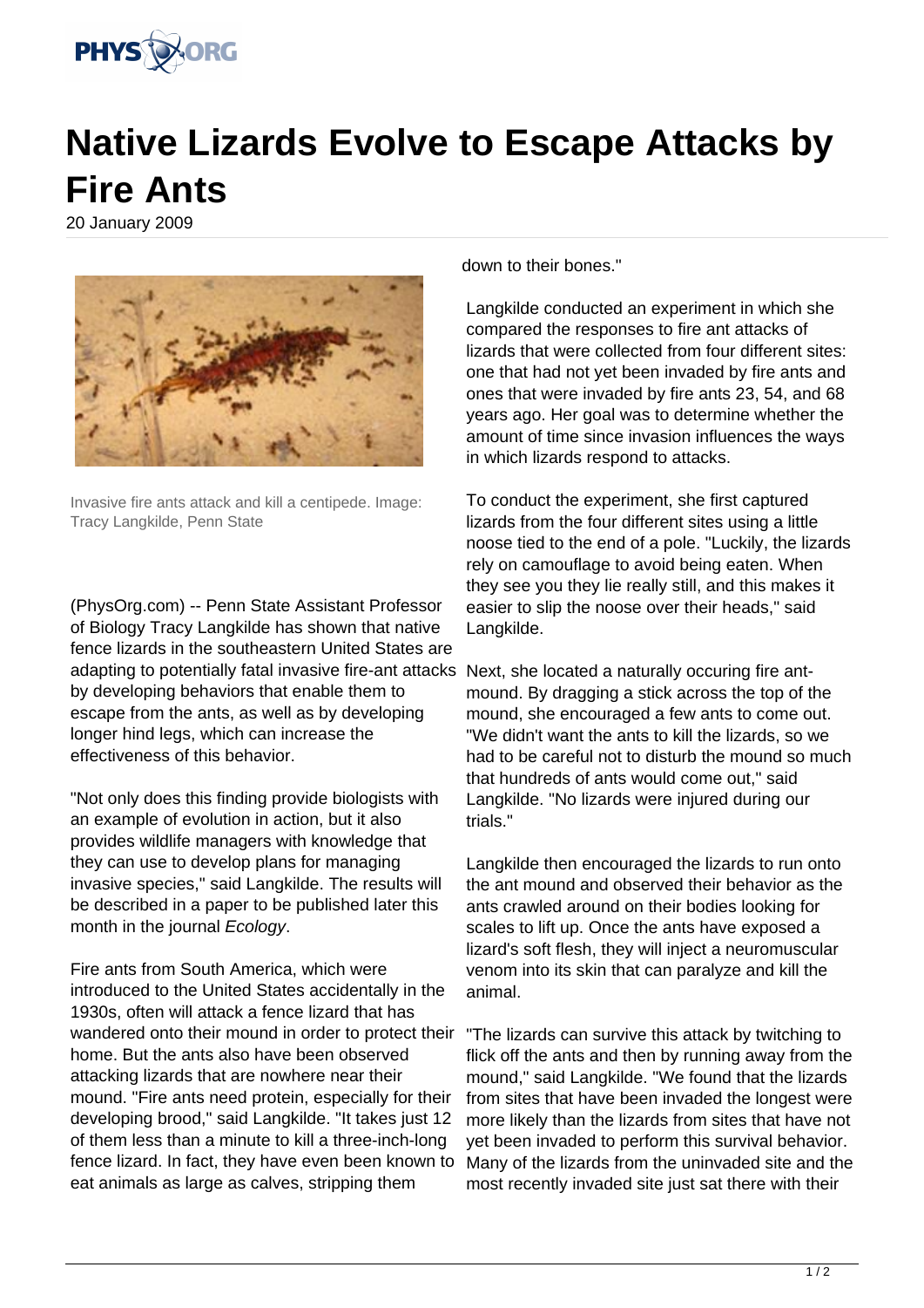# Native Lizards Evolve to Escape Attacks by Fire Ants

20 January 2009

Invasive fire ants attack and kill a centipede. Image: Tracy Langkilde, Penn State

(PhysOrg.com) -- Penn State Assistant Professor of Biology Tracy Langkilde has shown that native fence lizards in the southeastern United States are adapting to potentially fatal invasive fire-ant attacks by developing behaviors that enable them to escape from the ants, as well as by developing longer hind legs, which can increase the effectiveness of this behavior.

"Not only does this finding provide biologists with an example of evolution in action, but it also provides wildlife managers with knowledge that they can use to develop plans for managing invasive species," said Langkilde. The results will be described in a paper to be published later this month in the journal *Ecology*.

Fire ants from South America, which were introduced to the United States accidentally in the 1930s, often will attack a fence lizard that has wandered onto their mound in order to protect their home. But the ants also have been observed attacking lizards that are nowhere near their mound. "Fire ants need protein, especially for their developing brood," said Langkilde. "It takes just 12 of them less than a minute to kill a three-inch-long fence lizard. In fact, they have even been known to eat animals as large as calves, stripping them down to their bones."

Langkilde conducted an experiment in which she compared the responses to fire ant attacks of lizards that were collected from four different sites: one that had not yet been invaded by fire ants and ones that were invaded by fire ants 23, 54, and 68 years ago. Her goal was to determine whether the amount of time since invasion influences the ways in which lizards respond to attacks.

To conduct the experiment, she first captured lizards from the four different sites using a little noose tied to the end of a pole. "Luckily, the lizards rely on camouflage to avoid being eaten. When they see you they lie really still, and this makes it easier to slip the noose over their heads," said Langkilde.

Next, she located a naturally occuring fire ant-mound. By dragging a stick across the top of the mound, she encouraged a few ants to come out. "We didn't want the ants to kill the lizards, so we had to be careful not to disturb the mound so much that hundreds of ants would come out," said Langkilde. "No lizards were injured during our trials."

Langkilde then encouraged the lizards to run onto the ant mound and observed their behavior as the ants crawled around on their bodies looking for scales to lift up. Once the ants have exposed a lizard's soft flesh, they will inject a neuromuscular venom into its skin that can paralyze and kill the animal.

"The lizards can survive this attack by twitching to flick off the ants and then by running away from the mound," said Langkilde. "We found that the lizards from sites that have been invaded the longest were more likely than the lizards from sites that have not yet been invaded to perform this survival behavior. Many of the lizards from the uninvaded site and the most recently invaded site just sat there with their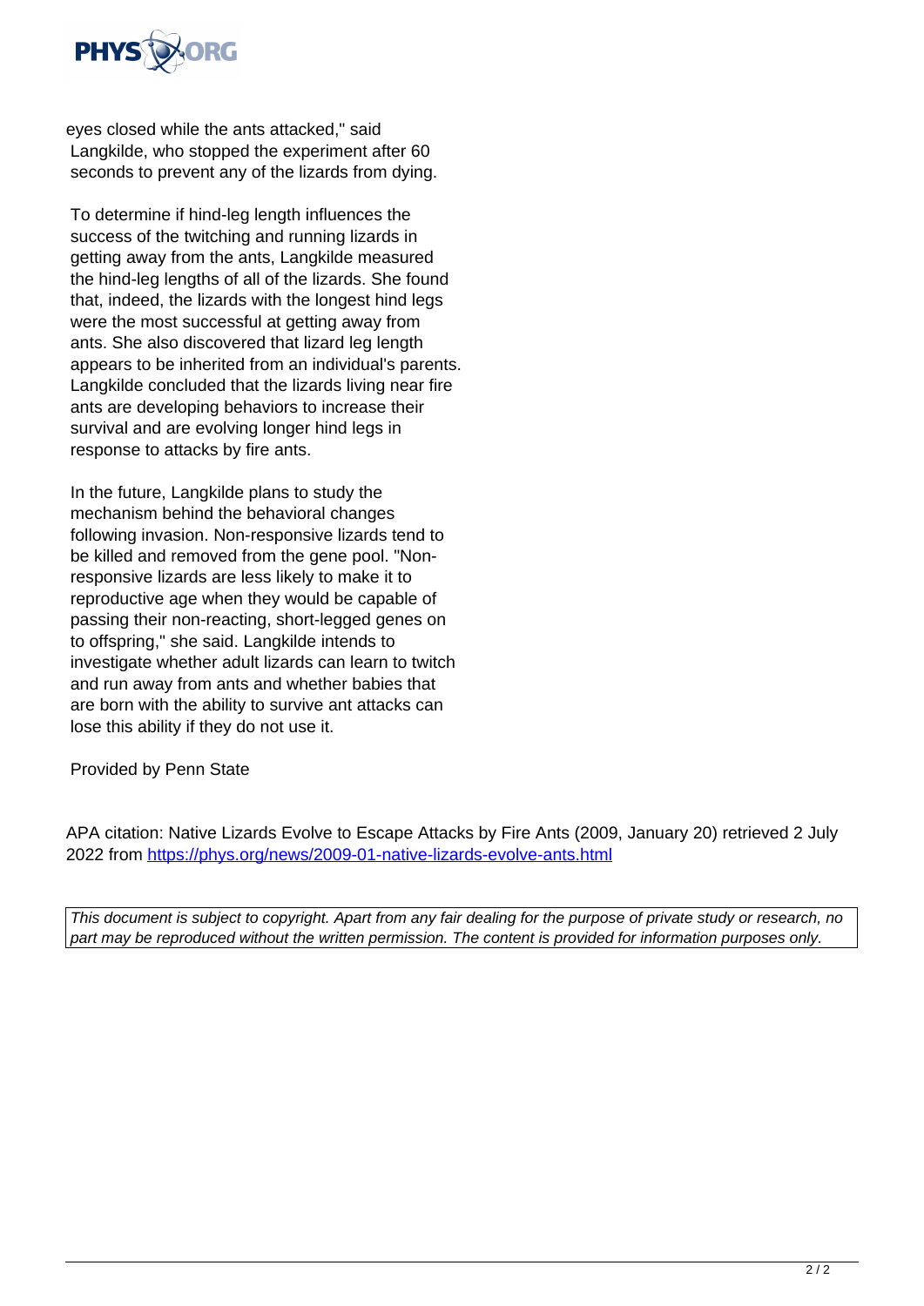eyes closed while the ants attacked," said Langkilde, who stopped the experiment after 60 seconds to prevent any of the lizards from dying.

To determine if hind-leg length influences the success of the twitching and running lizards in getting away from the ants, Langkilde measured the hind-leg lengths of all of the lizards. She found that, indeed, the lizards with the longest hind legs were the most successful at getting away from ants. She also discovered that lizard leg length appears to be inherited from an individual's parents. Langkilde concluded that the lizards living near fire ants are developing behaviors to increase their survival and are evolving longer hind legs in response to attacks by fire ants.

In the future, Langkilde plans to study the mechanism behind the behavioral changes following invasion. Non-responsive lizards tend to be killed and removed from the gene pool. "Non-responsive lizards are less likely to make it to reproductive age when they would be capable of passing their non-reacting, short-legged genes on to offspring," she said. Langkilde intends to investigate whether adult lizards can learn to twitch and run away from ants and whether babies that are born with the ability to survive ant attacks can lose this ability if they do not use it.

Provided by Penn State

APA citation: Native Lizards Evolve to Escape Attacks by Fire Ants (2009, January 20) retrieved 2 July 2022 from https://phys.org/news/2009-01-native-lizards-evolve-ants.html

*This document is subject to copyright. Apart from any fair dealing for the purpose of private study or research, no part may be reproduced without the written permission. The content is provided for information purposes only.*